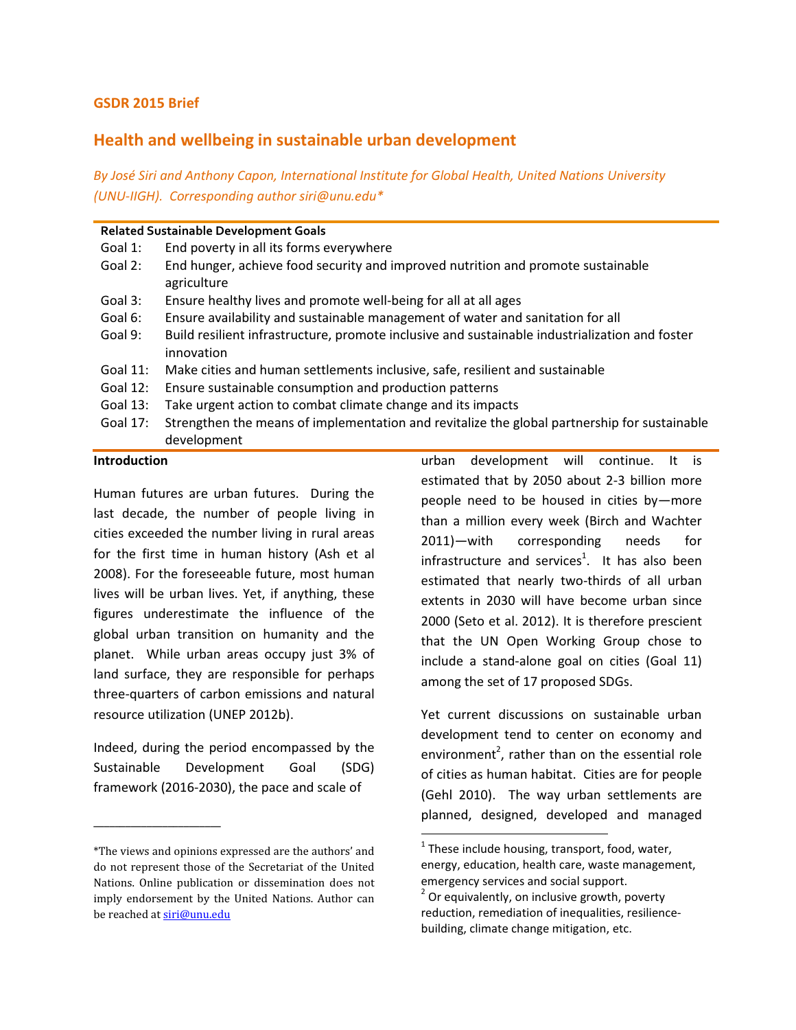GSDR 2015 Brief

# Health and wellbeing in sustainable urban development

*By José Siri and Anthony Capon, International Institute for Global Health, United Nations University (UNU-IIGH). Corresponding author siri@unu.edu\**

| **Related Sustainable Development Goals** | |
|---|---|
| Goal 1: | End poverty in all its forms everywhere |
| Goal 2: | End hunger, achieve food security and improved nutrition and promote sustainable agriculture |
| Goal 3: | Ensure healthy lives and promote well-being for all at all ages |
| Goal 6: | Ensure availability and sustainable management of water and sanitation for all |
| Goal 9: | Build resilient infrastructure, promote inclusive and sustainable industrialization and foster innovation |
| Goal 11: | Make cities and human settlements inclusive, safe, resilient and sustainable |
| Goal 12: | Ensure sustainable consumption and production patterns |
| Goal 13: | Take urgent action to combat climate change and its impacts |
| Goal 17: | Strengthen the means of implementation and revitalize the global partnership for sustainable development |

## Introduction

Human futures are urban futures. During the last decade, the number of people living in cities exceeded the number living in rural areas for the first time in human history (Ash et al 2008). For the foreseeable future, most human lives will be urban lives. Yet, if anything, these figures underestimate the influence of the global urban transition on humanity and the planet. While urban areas occupy just 3% of land surface, they are responsible for perhaps three-quarters of carbon emissions and natural resource utilization (UNEP 2012b).

Indeed, during the period encompassed by the Sustainable Development Goal (SDG) framework (2016-2030), the pace and scale of urban development will continue. It is estimated that by 2050 about 2-3 billion more people need to be housed in cities by—more than a million every week (Birch and Wachter 2011)—with corresponding needs for infrastructure and services[1]. It has also been estimated that nearly two-thirds of all urban extents in 2030 will have become urban since 2000 (Seto et al. 2012). It is therefore prescient that the UN Open Working Group chose to include a stand-alone goal on cities (Goal 11) among the set of 17 proposed SDGs.

Yet current discussions on sustainable urban development tend to center on economy and environment[2], rather than on the essential role of cities as human habitat. Cities are for people (Gehl 2010). The way urban settlements are planned, designed, developed and managed

---

\*The views and opinions expressed are the authors' and do not represent those of the Secretariat of the United Nations. Online publication or dissemination does not imply endorsement by the United Nations. Author can be reached at siri@unu.edu

[1] These include housing, transport, food, water, energy, education, health care, waste management, emergency services and social support.

[2] Or equivalently, on inclusive growth, poverty reduction, remediation of inequalities, resilience-building, climate change mitigation, etc.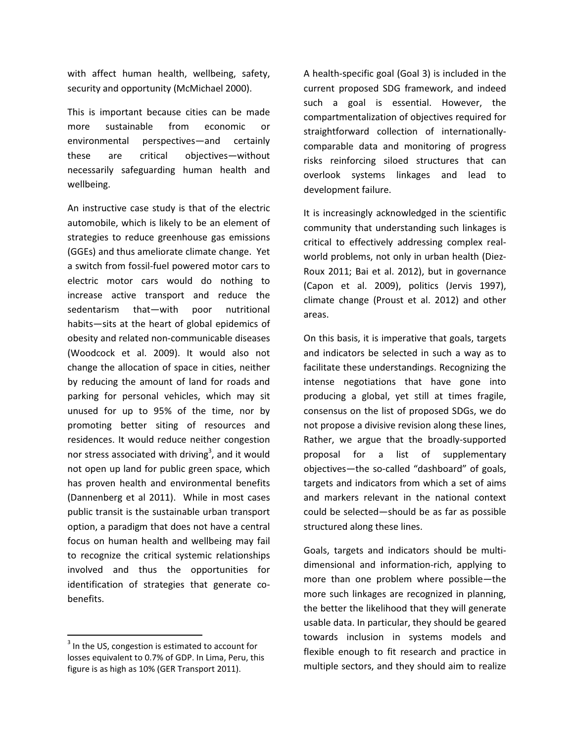with affect human health, wellbeing, safety, security and opportunity (McMichael 2000).

This is important because cities can be made more sustainable from economic or environmental perspectives—and certainly these are critical objectives—without necessarily safeguarding human health and wellbeing.

An instructive case study is that of the electric automobile, which is likely to be an element of strategies to reduce greenhouse gas emissions (GGEs) and thus ameliorate climate change. Yet a switch from fossil-fuel powered motor cars to electric motor cars would do nothing to increase active transport and reduce the sedentarism that—with poor nutritional habits—sits at the heart of global epidemics of obesity and related non-communicable diseases (Woodcock et al. 2009). It would also not change the allocation of space in cities, neither by reducing the amount of land for roads and parking for personal vehicles, which may sit unused for up to 95% of the time, nor by promoting better siting of resources and residences. It would reduce neither congestion nor stress associated with driving[3], and it would not open up land for public green space, which has proven health and environmental benefits (Dannenberg et al 2011). While in most cases public transit is the sustainable urban transport option, a paradigm that does not have a central focus on human health and wellbeing may fail to recognize the critical systemic relationships involved and thus the opportunities for identification of strategies that generate co-benefits.

A health-specific goal (Goal 3) is included in the current proposed SDG framework, and indeed such a goal is essential. However, the compartmentalization of objectives required for straightforward collection of internationally-comparable data and monitoring of progress risks reinforcing siloed structures that can overlook systems linkages and lead to development failure.

It is increasingly acknowledged in the scientific community that understanding such linkages is critical to effectively addressing complex real-world problems, not only in urban health (Diez-Roux 2011; Bai et al. 2012), but in governance (Capon et al. 2009), politics (Jervis 1997), climate change (Proust et al. 2012) and other areas.

On this basis, it is imperative that goals, targets and indicators be selected in such a way as to facilitate these understandings. Recognizing the intense negotiations that have gone into producing a global, yet still at times fragile, consensus on the list of proposed SDGs, we do not propose a divisive revision along these lines, Rather, we argue that the broadly-supported proposal for a list of supplementary objectives—the so-called "dashboard" of goals, targets and indicators from which a set of aims and markers relevant in the national context could be selected—should be as far as possible structured along these lines.

Goals, targets and indicators should be multi-dimensional and information-rich, applying to more than one problem where possible—the more such linkages are recognized in planning, the better the likelihood that they will generate usable data. In particular, they should be geared towards inclusion in systems models and flexible enough to fit research and practice in multiple sectors, and they should aim to realize

[3] In the US, congestion is estimated to account for losses equivalent to 0.7% of GDP. In Lima, Peru, this figure is as high as 10% (GER Transport 2011).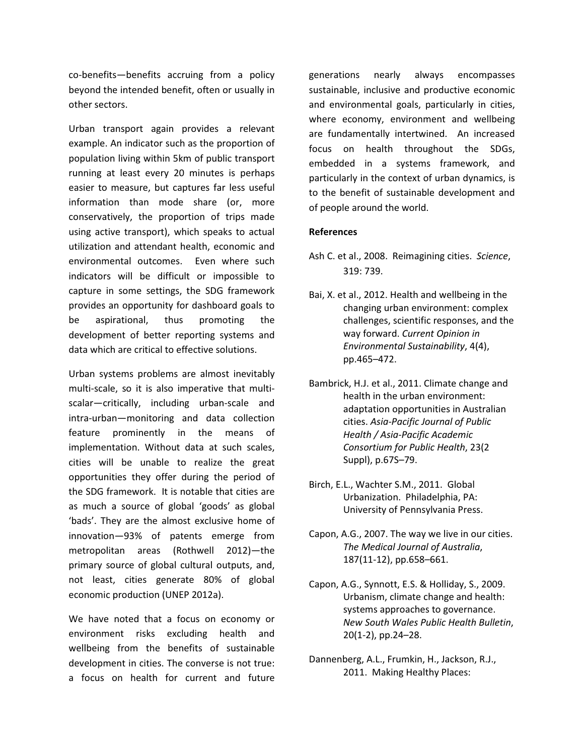co-benefits—benefits accruing from a policy beyond the intended benefit, often or usually in other sectors.

Urban transport again provides a relevant example. An indicator such as the proportion of population living within 5km of public transport running at least every 20 minutes is perhaps easier to measure, but captures far less useful information than mode share (or, more conservatively, the proportion of trips made using active transport), which speaks to actual utilization and attendant health, economic and environmental outcomes. Even where such indicators will be difficult or impossible to capture in some settings, the SDG framework provides an opportunity for dashboard goals to be aspirational, thus promoting the development of better reporting systems and data which are critical to effective solutions.

Urban systems problems are almost inevitably multi-scale, so it is also imperative that multi-scalar—critically, including urban-scale and intra-urban—monitoring and data collection feature prominently in the means of implementation. Without data at such scales, cities will be unable to realize the great opportunities they offer during the period of the SDG framework. It is notable that cities are as much a source of global 'goods' as global 'bads'. They are the almost exclusive home of innovation—93% of patents emerge from metropolitan areas (Rothwell 2012)—the primary source of global cultural outputs, and, not least, cities generate 80% of global economic production (UNEP 2012a).

We have noted that a focus on economy or environment risks excluding health and wellbeing from the benefits of sustainable development in cities. The converse is not true: a focus on health for current and future generations nearly always encompasses sustainable, inclusive and productive economic and environmental goals, particularly in cities, where economy, environment and wellbeing are fundamentally intertwined. An increased focus on health throughout the SDGs, embedded in a systems framework, and particularly in the context of urban dynamics, is to the benefit of sustainable development and of people around the world.

**References**

Ash C. et al., 2008. Reimagining cities. *Science*, 319: 739.

Bai, X. et al., 2012. Health and wellbeing in the changing urban environment: complex challenges, scientific responses, and the way forward. *Current Opinion in Environmental Sustainability*, 4(4), pp.465–472.

Bambrick, H.J. et al., 2011. Climate change and health in the urban environment: adaptation opportunities in Australian cities. *Asia-Pacific Journal of Public Health / Asia-Pacific Academic Consortium for Public Health*, 23(2 Suppl), p.67S–79.

Birch, E.L., Wachter S.M., 2011. Global Urbanization. Philadelphia, PA: University of Pennsylvania Press.

Capon, A.G., 2007. The way we live in our cities. *The Medical Journal of Australia*, 187(11-12), pp.658–661.

Capon, A.G., Synnott, E.S. & Holliday, S., 2009. Urbanism, climate change and health: systems approaches to governance. *New South Wales Public Health Bulletin*, 20(1-2), pp.24–28.

Dannenberg, A.L., Frumkin, H., Jackson, R.J., 2011. Making Healthy Places: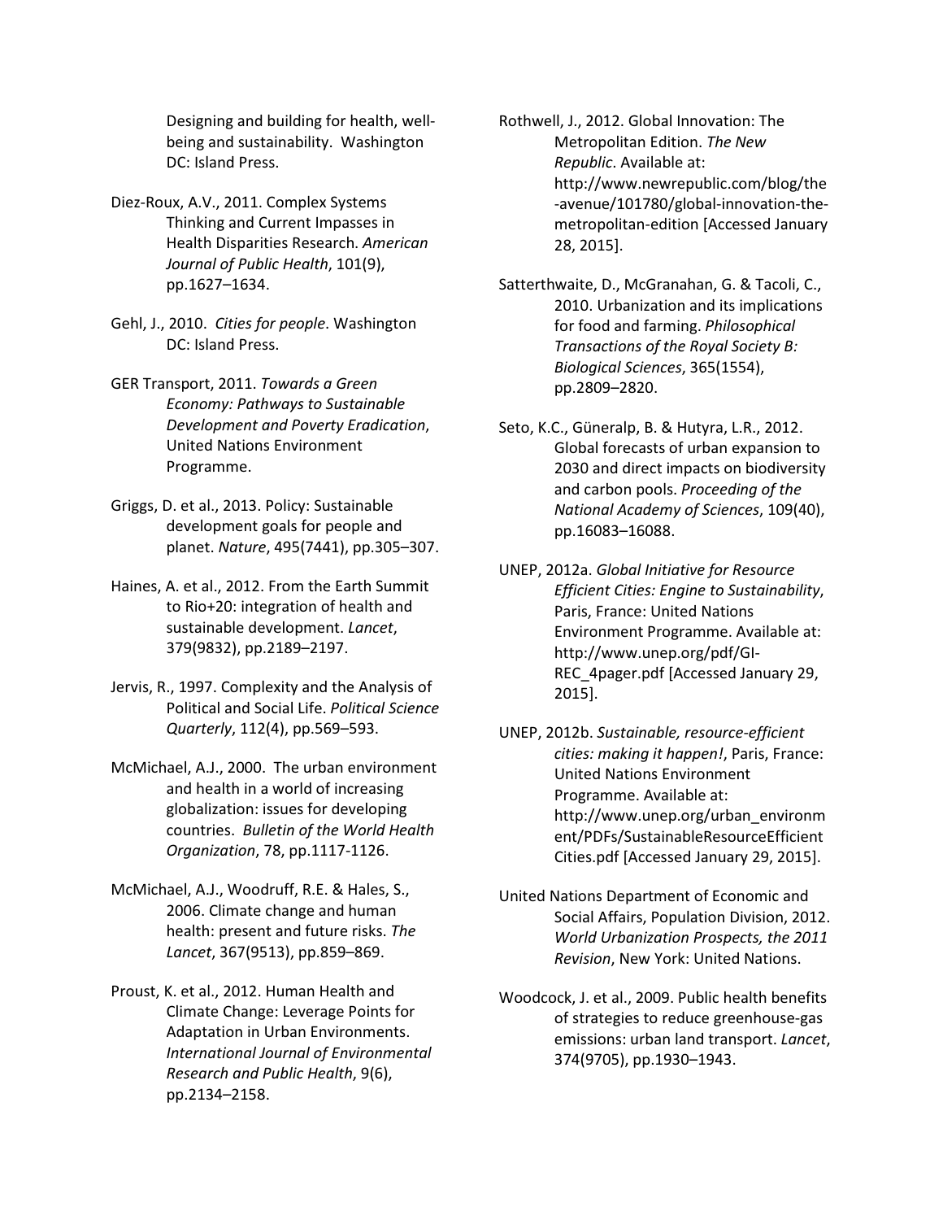Designing and building for health, well-being and sustainability. Washington DC: Island Press.

Diez-Roux, A.V., 2011. Complex Systems Thinking and Current Impasses in Health Disparities Research. *American Journal of Public Health*, 101(9), pp.1627–1634.

Gehl, J., 2010. *Cities for people*. Washington DC: Island Press.

GER Transport, 2011. *Towards a Green Economy: Pathways to Sustainable Development and Poverty Eradication*, United Nations Environment Programme.

Griggs, D. et al., 2013. Policy: Sustainable development goals for people and planet. *Nature*, 495(7441), pp.305–307.

Haines, A. et al., 2012. From the Earth Summit to Rio+20: integration of health and sustainable development. *Lancet*, 379(9832), pp.2189–2197.

Jervis, R., 1997. Complexity and the Analysis of Political and Social Life. *Political Science Quarterly*, 112(4), pp.569–593.

McMichael, A.J., 2000. The urban environment and health in a world of increasing globalization: issues for developing countries. *Bulletin of the World Health Organization*, 78, pp.1117-1126.

McMichael, A.J., Woodruff, R.E. & Hales, S., 2006. Climate change and human health: present and future risks. *The Lancet*, 367(9513), pp.859–869.

Proust, K. et al., 2012. Human Health and Climate Change: Leverage Points for Adaptation in Urban Environments. *International Journal of Environmental Research and Public Health*, 9(6), pp.2134–2158.

Rothwell, J., 2012. Global Innovation: The Metropolitan Edition. *The New Republic*. Available at: http://www.newrepublic.com/blog/the-avenue/101780/global-innovation-the-metropolitan-edition [Accessed January 28, 2015].

Satterthwaite, D., McGranahan, G. & Tacoli, C., 2010. Urbanization and its implications for food and farming. *Philosophical Transactions of the Royal Society B: Biological Sciences*, 365(1554), pp.2809–2820.

Seto, K.C., Güneralp, B. & Hutyra, L.R., 2012. Global forecasts of urban expansion to 2030 and direct impacts on biodiversity and carbon pools. *Proceeding of the National Academy of Sciences*, 109(40), pp.16083–16088.

UNEP, 2012a. *Global Initiative for Resource Efficient Cities: Engine to Sustainability*, Paris, France: United Nations Environment Programme. Available at: http://www.unep.org/pdf/GI-REC_4pager.pdf [Accessed January 29, 2015].

UNEP, 2012b. *Sustainable, resource-efficient cities: making it happen!*, Paris, France: United Nations Environment Programme. Available at: http://www.unep.org/urban_environment/PDFs/SustainableResourceEfficientCities.pdf [Accessed January 29, 2015].

United Nations Department of Economic and Social Affairs, Population Division, 2012. *World Urbanization Prospects, the 2011 Revision*, New York: United Nations.

Woodcock, J. et al., 2009. Public health benefits of strategies to reduce greenhouse-gas emissions: urban land transport. *Lancet*, 374(9705), pp.1930–1943.